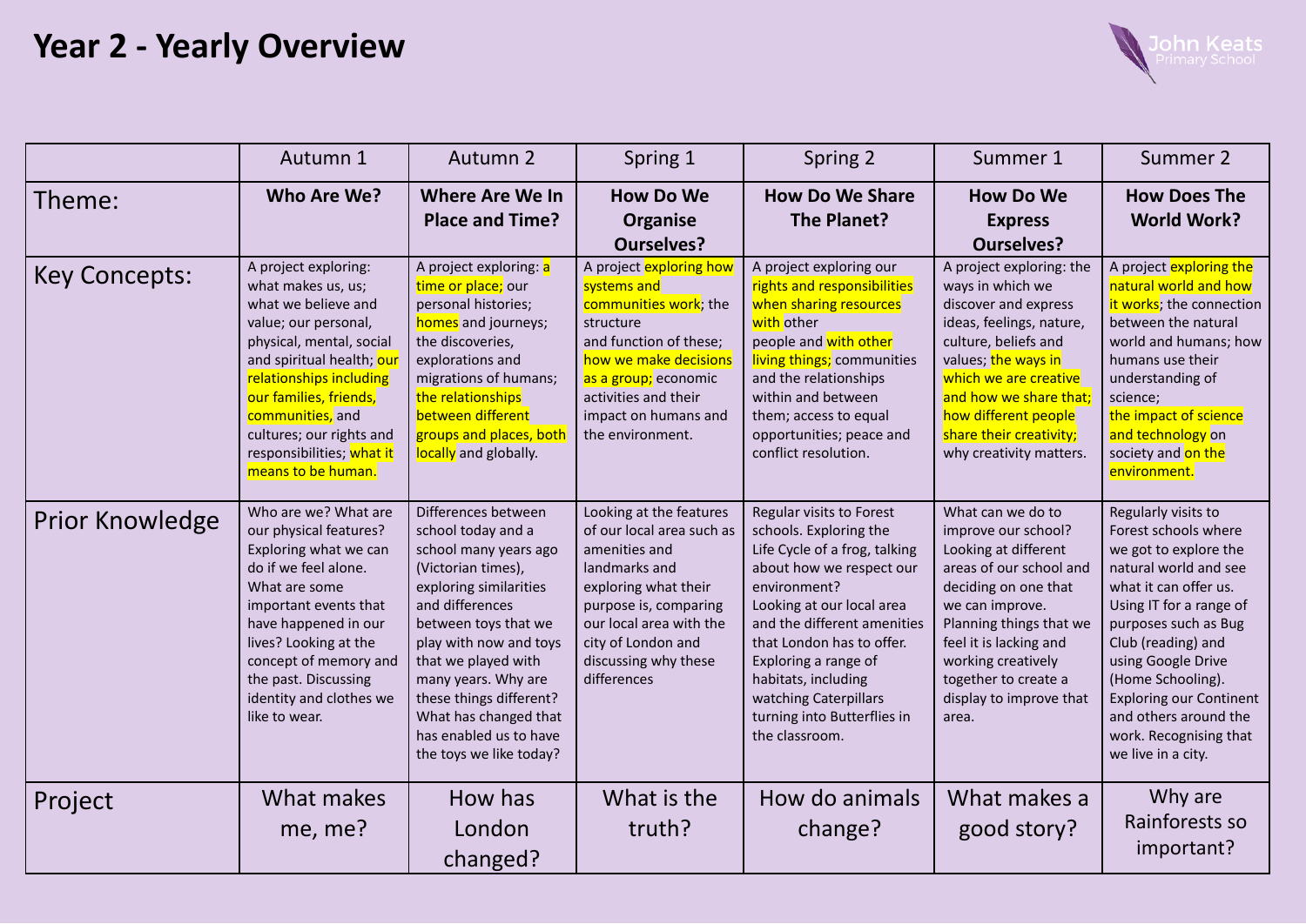# Year 2 - Yearly Overview

John Keats Primary School

| | Autumn 1 | Autumn 2 | Spring 1 | Spring 2 | Summer 1 | Summer 2 |
|---|---|---|---|---|---|---|
| Theme: | **Who Are We?** | **Where Are We In Place and Time?** | **How Do We Organise Ourselves?** | **How Do We Share The Planet?** | **How Do We Express Ourselves?** | **How Does The World Work?** |
| Key Concepts: | A project exploring: what makes us, us; what we believe and value; our personal, physical, mental, social and spiritual health; our relationships including our families, friends, communities, and cultures; our rights and responsibilities; what it means to be human. | A project exploring: a time or place; our personal histories; homes and journeys; the discoveries, explorations and migrations of humans; the relationships between different groups and places, both locally and globally. | A project exploring how systems and communities work; the structure and function of these; how we make decisions as a group; economic activities and their impact on humans and the environment. | A project exploring our rights and responsibilities when sharing resources with other people and with other living things; communities and the relationships within and between them; access to equal opportunities; peace and conflict resolution. | A project exploring: the ways in which we discover and express ideas, feelings, nature, culture, beliefs and values; the ways in which we are creative and how we share that; how different people share their creativity; why creativity matters. | A project exploring the natural world and how it works; the connection between the natural world and humans; how humans use their understanding of science; the impact of science and technology on society and on the environment. |
| Prior Knowledge | Who are we? What are our physical features? Exploring what we can do if we feel alone. What are some important events that have happened in our lives? Looking at the concept of memory and the past. Discussing identity and clothes we like to wear. | Differences between school today and a school many years ago (Victorian times), exploring similarities and differences between toys that we play with now and toys that we played with many years. Why are these things different? What has changed that has enabled us to have the toys we like today? | Looking at the features of our local area such as amenities and landmarks and exploring what their purpose is, comparing our local area with the city of London and discussing why these differences | Regular visits to Forest schools. Exploring the Life Cycle of a frog, talking about how we respect our environment? Looking at our local area and the different amenities that London has to offer. Exploring a range of habitats, including watching Caterpillars turning into Butterflies in the classroom. | What can we do to improve our school? Looking at different areas of our school and deciding on one that we can improve. Planning things that we feel it is lacking and working creatively together to create a display to improve that area. | Regularly visits to Forest schools where we got to explore the natural world and see what it can offer us. Using IT for a range of purposes such as Bug Club (reading) and using Google Drive (Home Schooling). Exploring our Continent and others around the work. Recognising that we live in a city. |
| Project | What makes me, me? | How has London changed? | What is the truth? | How do animals change? | What makes a good story? | Why are Rainforests so important? |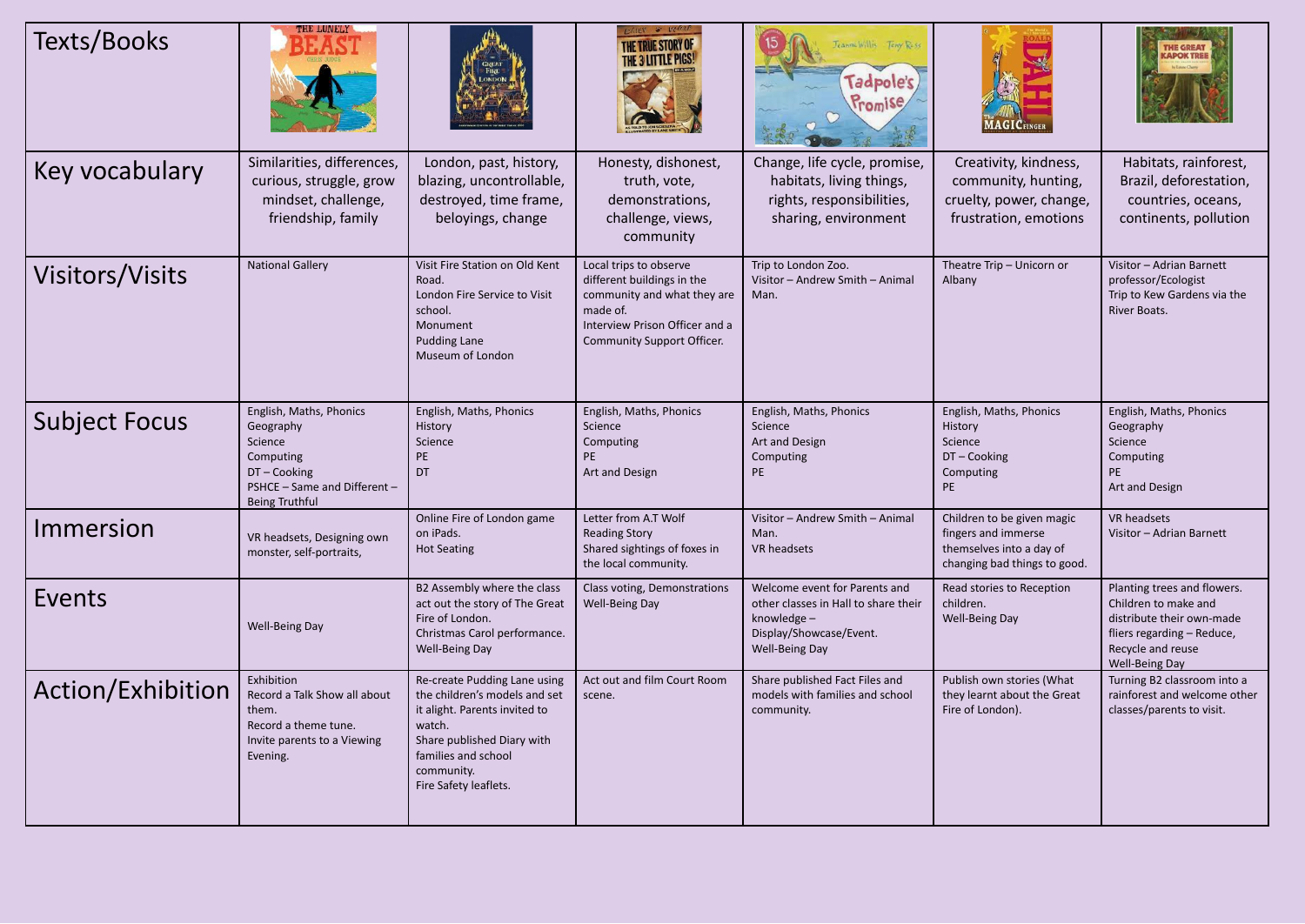| Texts/Books | THE LONELY BEAST | Great Fire London | The True Story of the 3 Little Pigs! | Tadpole's Promise | The Magic Finger | The Great Kapok Tree |
|---|---|---|---|---|---|---|
| Key vocabulary | Similarities, differences, curious, struggle, grow mindset, challenge, friendship, family | London, past, history, blazing, uncontrollable, destroyed, time frame, beloyings, change | Honesty, dishonest, truth, vote, demonstrations, challenge, views, community | Change, life cycle, promise, habitats, living things, rights, responsibilities, sharing, environment | Creativity, kindness, community, hunting, cruelty, power, change, frustration, emotions | Habitats, rainforest, Brazil, deforestation, countries, oceans, continents, pollution |
| Visitors/Visits | National Gallery | Visit Fire Station on Old Kent Road.<br>London Fire Service to Visit school.<br>Monument<br>Pudding Lane<br>Museum of London | Local trips to observe different buildings in the community and what they are made of.<br>Interview Prison Officer and a Community Support Officer. | Trip to London Zoo.<br>Visitor – Andrew Smith – Animal Man. | Theatre Trip – Unicorn or Albany | Visitor – Adrian Barnett professor/Ecologist<br>Trip to Kew Gardens via the River Boats. |
| Subject Focus | English, Maths, Phonics<br>Geography<br>Science<br>Computing<br>DT – Cooking<br>PSHCE – Same and Different – Being Truthful | English, Maths, Phonics<br>History<br>Science<br>PE<br>DT | English, Maths, Phonics<br>Science<br>Computing<br>PE<br>Art and Design | English, Maths, Phonics<br>Science<br>Art and Design<br>Computing<br>PE | English, Maths, Phonics<br>History<br>Science<br>DT – Cooking<br>Computing<br>PE | English, Maths, Phonics<br>Geography<br>Science<br>Computing<br>PE<br>Art and Design |
| Immersion | VR headsets, Designing own monster, self-portraits, | Online Fire of London game on iPads.<br>Hot Seating | Letter from A.T Wolf<br>Reading Story<br>Shared sightings of foxes in the local community. | Visitor – Andrew Smith – Animal Man.<br>VR headsets | Children to be given magic fingers and immerse themselves into a day of changing bad things to good. | VR headsets<br>Visitor – Adrian Barnett |
| Events | Well-Being Day | B2 Assembly where the class act out the story of The Great Fire of London.<br>Christmas Carol performance.<br>Well-Being Day | Class voting, Demonstrations<br>Well-Being Day | Welcome event for Parents and other classes in Hall to share their knowledge – Display/Showcase/Event.<br>Well-Being Day | Read stories to Reception children.<br>Well-Being Day | Planting trees and flowers.<br>Children to make and distribute their own-made fliers regarding – Reduce, Recycle and reuse<br>Well-Being Day |
| Action/Exhibition | Exhibition<br>Record a Talk Show all about them.<br>Record a theme tune.<br>Invite parents to a Viewing Evening. | Re-create Pudding Lane using the children's models and set it alight. Parents invited to watch.<br>Share published Diary with families and school community.<br>Fire Safety leaflets. | Act out and film Court Room scene. | Share published Fact Files and models with families and school community. | Publish own stories (What they learnt about the Great Fire of London). | Turning B2 classroom into a rainforest and welcome other classes/parents to visit. |